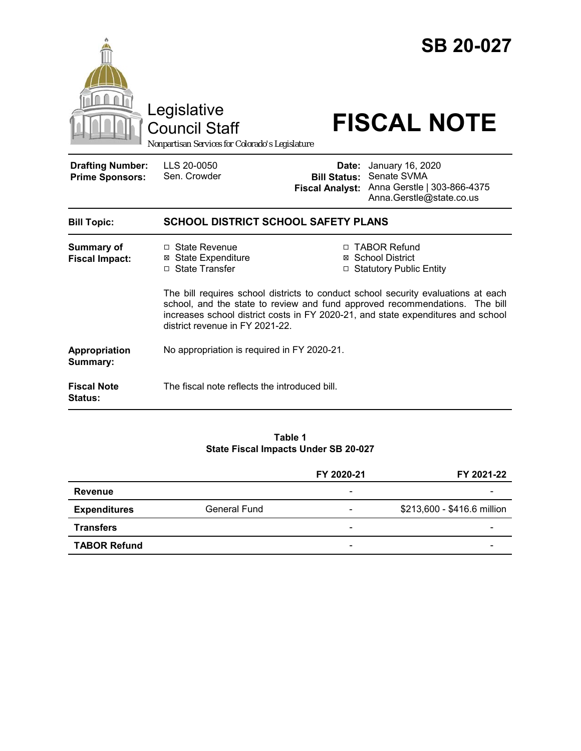# SB 20-027

Legislative Council Staff

*Nonpartisan Services for Colorado's Legislature*

# FISCAL NOTE

| | | | |
|---|---|---|---|
| **Drafting Number:** | LLS 20-0050 | **Date:** | January 16, 2020 |
| **Prime Sponsors:** | Sen. Crowder | **Bill Status:** | Senate SVMA |
| | | **Fiscal Analyst:** | Anna Gerstle \| 303-866-4375 Anna.Gerstle@state.co.us |

**Bill Topic:** **SCHOOL DISTRICT SCHOOL SAFETY PLANS**

**Summary of Fiscal Impact:**

- ☐ State Revenue
- ☒ State Expenditure
- ☐ State Transfer
- ☐ TABOR Refund
- ☒ School District
- ☐ Statutory Public Entity

The bill requires school districts to conduct school security evaluations at each school, and the state to review and fund approved recommendations. The bill increases school district costs in FY 2020-21, and state expenditures and school district revenue in FY 2021-22.

**Appropriation Summary:** No appropriation is required in FY 2020-21.

**Fiscal Note Status:** The fiscal note reflects the introduced bill.

**Table 1**
**State Fiscal Impacts Under SB 20-027**

| | | FY 2020-21 | FY 2021-22 |
|---|---|---|---|
| **Revenue** | | - | - |
| **Expenditures** | General Fund | - | $213,600 - $416.6 million |
| **Transfers** | | - | - |
| **TABOR Refund** | | - | - |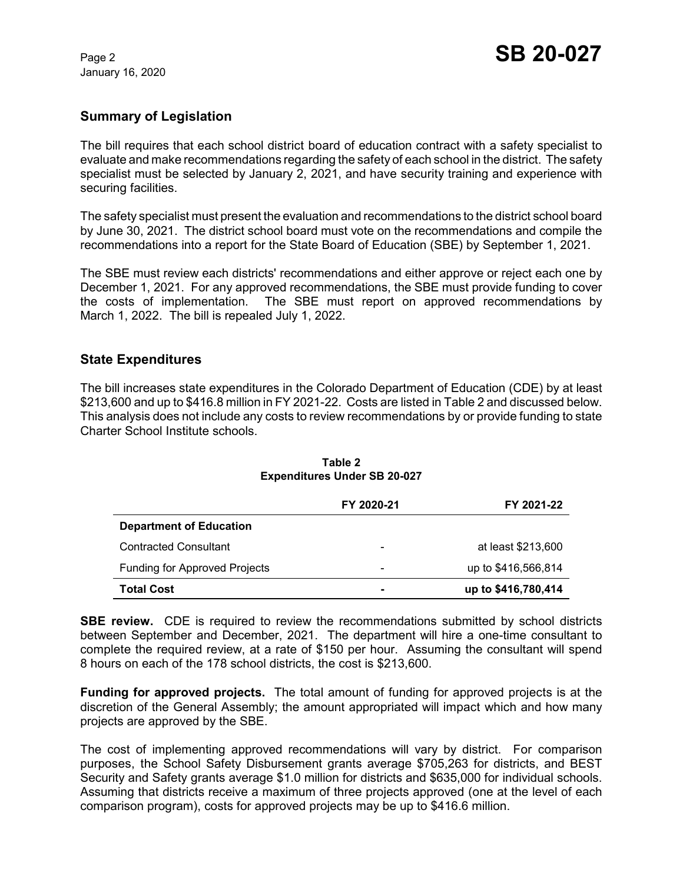## Summary of Legislation

The bill requires that each school district board of education contract with a safety specialist to evaluate and make recommendations regarding the safety of each school in the district. The safety specialist must be selected by January 2, 2021, and have security training and experience with securing facilities.

The safety specialist must present the evaluation and recommendations to the district school board by June 30, 2021. The district school board must vote on the recommendations and compile the recommendations into a report for the State Board of Education (SBE) by September 1, 2021.

The SBE must review each districts' recommendations and either approve or reject each one by December 1, 2021. For any approved recommendations, the SBE must provide funding to cover the costs of implementation. The SBE must report on approved recommendations by March 1, 2022. The bill is repealed July 1, 2022.

## State Expenditures

The bill increases state expenditures in the Colorado Department of Education (CDE) by at least $213,600 and up to $416.8 million in FY 2021-22. Costs are listed in Table 2 and discussed below. This analysis does not include any costs to review recommendations by or provide funding to state Charter School Institute schools.

**Table 2**
**Expenditures Under SB 20-027**

| | FY 2020-21 | FY 2021-22 |
|---|---|---|
| **Department of Education** | | |
| Contracted Consultant | - | at least $213,600 |
| Funding for Approved Projects | - | up to $416,566,814 |
| **Total Cost** | **-** | **up to $416,780,414** |

**SBE review.** CDE is required to review the recommendations submitted by school districts between September and December, 2021. The department will hire a one-time consultant to complete the required review, at a rate of $150 per hour. Assuming the consultant will spend 8 hours on each of the 178 school districts, the cost is $213,600.

**Funding for approved projects.** The total amount of funding for approved projects is at the discretion of the General Assembly; the amount appropriated will impact which and how many projects are approved by the SBE.

The cost of implementing approved recommendations will vary by district. For comparison purposes, the School Safety Disbursement grants average $705,263 for districts, and BEST Security and Safety grants average $1.0 million for districts and $635,000 for individual schools. Assuming that districts receive a maximum of three projects approved (one at the level of each comparison program), costs for approved projects may be up to $416.6 million.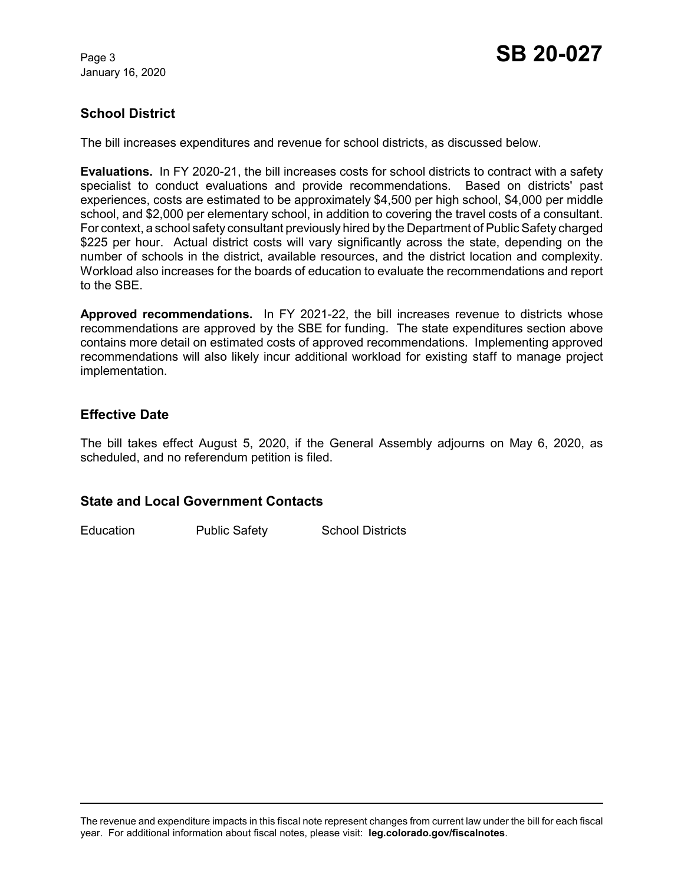## School District

The bill increases expenditures and revenue for school districts, as discussed below.

**Evaluations.** In FY 2020-21, the bill increases costs for school districts to contract with a safety specialist to conduct evaluations and provide recommendations. Based on districts' past experiences, costs are estimated to be approximately $4,500 per high school, $4,000 per middle school, and $2,000 per elementary school, in addition to covering the travel costs of a consultant. For context, a school safety consultant previously hired by the Department of Public Safety charged $225 per hour. Actual district costs will vary significantly across the state, depending on the number of schools in the district, available resources, and the district location and complexity. Workload also increases for the boards of education to evaluate the recommendations and report to the SBE.

**Approved recommendations.** In FY 2021-22, the bill increases revenue to districts whose recommendations are approved by the SBE for funding. The state expenditures section above contains more detail on estimated costs of approved recommendations. Implementing approved recommendations will also likely incur additional workload for existing staff to manage project implementation.

## Effective Date

The bill takes effect August 5, 2020, if the General Assembly adjourns on May 6, 2020, as scheduled, and no referendum petition is filed.

## State and Local Government Contacts

Education    Public Safety    School Districts

The revenue and expenditure impacts in this fiscal note represent changes from current law under the bill for each fiscal year. For additional information about fiscal notes, please visit: **leg.colorado.gov/fiscalnotes**.